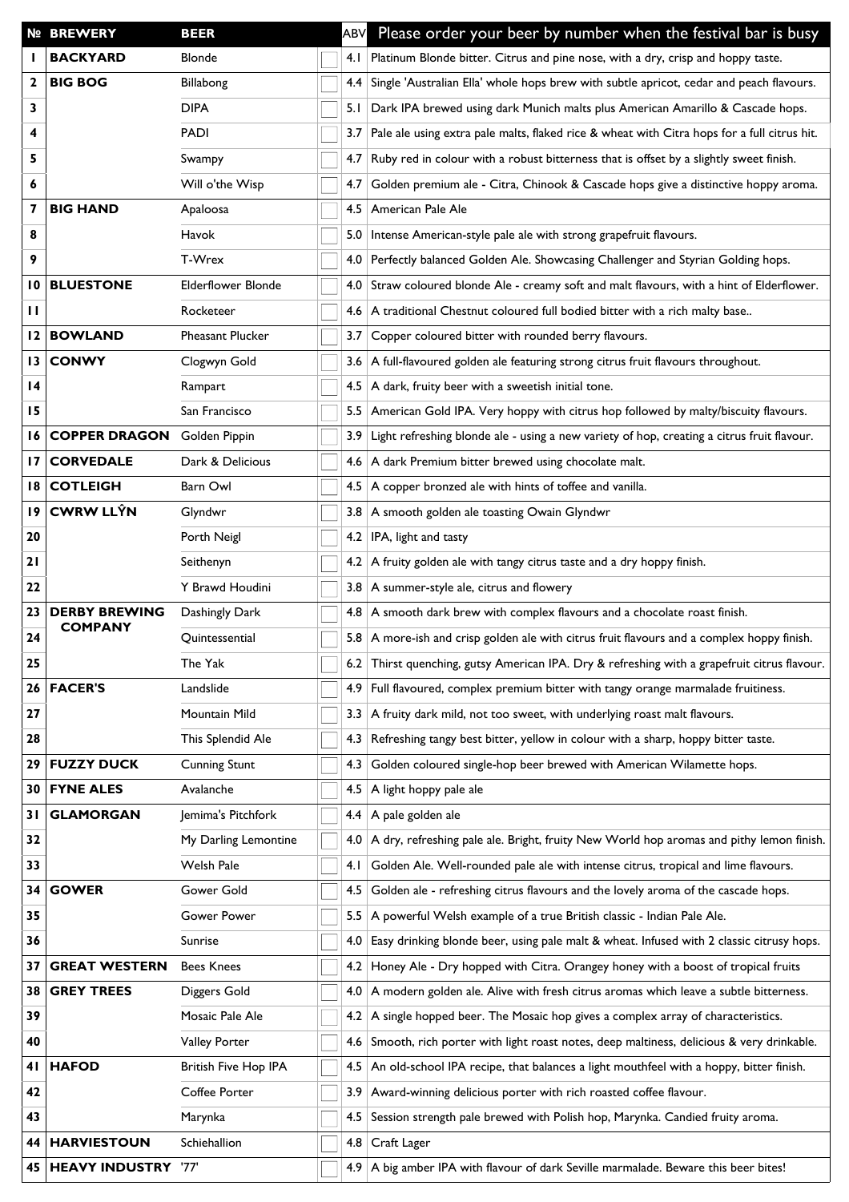| № | BREWERY | BEER | | ABV | Please order your beer by number when the festival bar is busy |
|---|---|---|---|---|---|
| 1 | BACKYARD | Blonde | | 4.1 | Platinum Blonde bitter. Citrus and pine nose, with a dry, crisp and hoppy taste. |
| 2 | BIG BOG | Billabong | | 4.4 | Single 'Australian Ella' whole hops brew with subtle apricot, cedar and peach flavours. |
| 3 | | DIPA | | 5.1 | Dark IPA brewed using dark Munich malts plus American Amarillo & Cascade hops. |
| 4 | | PADI | | 3.7 | Pale ale using extra pale malts, flaked rice & wheat with Citra hops for a full citrus hit. |
| 5 | | Swampy | | 4.7 | Ruby red in colour with a robust bitterness that is offset by a slightly sweet finish. |
| 6 | | Will o'the Wisp | | 4.7 | Golden premium ale - Citra, Chinook & Cascade hops give a distinctive hoppy aroma. |
| 7 | BIG HAND | Apaloosa | | 4.5 | American Pale Ale |
| 8 | | Havok | | 5.0 | Intense American-style pale ale with strong grapefruit flavours. |
| 9 | | T-Wrex | | 4.0 | Perfectly balanced Golden Ale. Showcasing Challenger and Styrian Golding hops. |
| 10 | BLUESTONE | Elderflower Blonde | | 4.0 | Straw coloured blonde Ale - creamy soft and malt flavours, with a hint of Elderflower. |
| 11 | | Rocketeer | | 4.6 | A traditional Chestnut coloured full bodied bitter with a rich malty base.. |
| 12 | BOWLAND | Pheasant Plucker | | 3.7 | Copper coloured bitter with rounded berry flavours. |
| 13 | CONWY | Clogwyn Gold | | 3.6 | A full-flavoured golden ale featuring strong citrus fruit flavours throughout. |
| 14 | | Rampart | | 4.5 | A dark, fruity beer with a sweetish initial tone. |
| 15 | | San Francisco | | 5.5 | American Gold IPA. Very hoppy with citrus hop followed by malty/biscuity flavours. |
| 16 | COPPER DRAGON | Golden Pippin | | 3.9 | Light refreshing blonde ale - using a new variety of hop, creating a citrus fruit flavour. |
| 17 | CORVEDALE | Dark & Delicious | | 4.6 | A dark Premium bitter brewed using chocolate malt. |
| 18 | COTLEIGH | Barn Owl | | 4.5 | A copper bronzed ale with hints of toffee and vanilla. |
| 19 | CWRW LLŶN | Glyndwr | | 3.8 | A smooth golden ale toasting Owain Glyndwr |
| 20 | | Porth Neigl | | 4.2 | IPA, light and tasty |
| 21 | | Seithenyn | | 4.2 | A fruity golden ale with tangy citrus taste and a dry hoppy finish. |
| 22 | | Y Brawd Houdini | | 3.8 | A summer-style ale, citrus and flowery |
| 23 | DERBY BREWING COMPANY | Dashingly Dark | | 4.8 | A smooth dark brew with complex flavours and a chocolate roast finish. |
| 24 | | Quintessential | | 5.8 | A more-ish and crisp golden ale with citrus fruit flavours and a complex hoppy finish. |
| 25 | | The Yak | | 6.2 | Thirst quenching, gutsy American IPA. Dry & refreshing with a grapefruit citrus flavour. |
| 26 | FACER'S | Landslide | | 4.9 | Full flavoured, complex premium bitter with tangy orange marmalade fruitiness. |
| 27 | | Mountain Mild | | 3.3 | A fruity dark mild, not too sweet, with underlying roast malt flavours. |
| 28 | | This Splendid Ale | | 4.3 | Refreshing tangy best bitter, yellow in colour with a sharp, hoppy bitter taste. |
| 29 | FUZZY DUCK | Cunning Stunt | | 4.3 | Golden coloured single-hop beer brewed with American Wilamette hops. |
| 30 | FYNE ALES | Avalanche | | 4.5 | A light hoppy pale ale |
| 31 | GLAMORGAN | Jemima's Pitchfork | | 4.4 | A pale golden ale |
| 32 | | My Darling Lemontine | | 4.0 | A dry, refreshing pale ale. Bright, fruity New World hop aromas and pithy lemon finish. |
| 33 | | Welsh Pale | | 4.1 | Golden Ale. Well-rounded pale ale with intense citrus, tropical and lime flavours. |
| 34 | GOWER | Gower Gold | | 4.5 | Golden ale - refreshing citrus flavours and the lovely aroma of the cascade hops. |
| 35 | | Gower Power | | 5.5 | A powerful Welsh example of a true British classic - Indian Pale Ale. |
| 36 | | Sunrise | | 4.0 | Easy drinking blonde beer, using pale malt & wheat. Infused with 2 classic citrusy hops. |
| 37 | GREAT WESTERN | Bees Knees | | 4.2 | Honey Ale - Dry hopped with Citra. Orangey honey with a boost of tropical fruits |
| 38 | GREY TREES | Diggers Gold | | 4.0 | A modern golden ale. Alive with fresh citrus aromas which leave a subtle bitterness. |
| 39 | | Mosaic Pale Ale | | 4.2 | A single hopped beer. The Mosaic hop gives a complex array of characteristics. |
| 40 | | Valley Porter | | 4.6 | Smooth, rich porter with light roast notes, deep maltiness, delicious & very drinkable. |
| 41 | HAFOD | British Five Hop IPA | | 4.5 | An old-school IPA recipe, that balances a light mouthfeel with a hoppy, bitter finish. |
| 42 | | Coffee Porter | | 3.9 | Award-winning delicious porter with rich roasted coffee flavour. |
| 43 | | Marynka | | 4.5 | Session strength pale brewed with Polish hop, Marynka. Candied fruity aroma. |
| 44 | HARVIESTOUN | Schiehallion | | 4.8 | Craft Lager |
| 45 | HEAVY INDUSTRY | '77' | | 4.9 | A big amber IPA with flavour of dark Seville marmalade. Beware this beer bites! |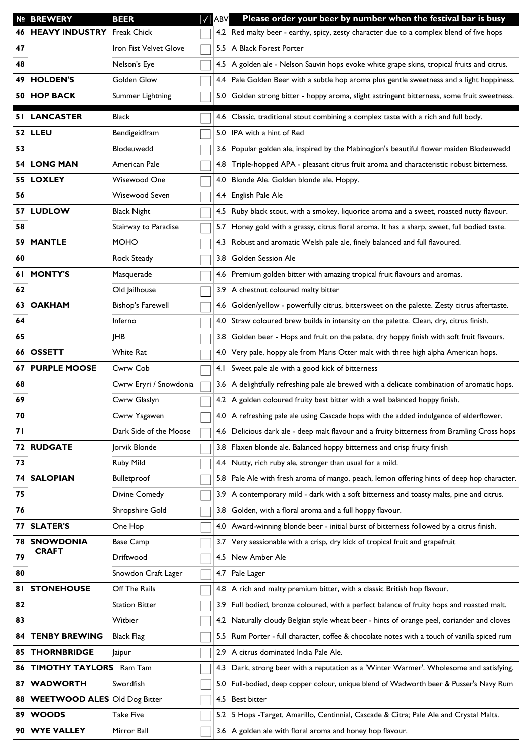| № | BREWERY | BEER | ✓ | ABV | Please order your beer by number when the festival bar is busy |
|---|---|---|---|---|---|
| 46 | HEAVY INDUSTRY | Freak Chick | | 4.2 | Red malty beer - earthy, spicy, zesty character due to a complex blend of five hops |
| 47 | | Iron Fist Velvet Glove | | 5.5 | A Black Forest Porter |
| 48 | | Nelson's Eye | | 4.5 | A golden ale - Nelson Sauvin hops evoke white grape skins, tropical fruits and citrus. |
| 49 | HOLDEN'S | Golden Glow | | 4.4 | Pale Golden Beer with a subtle hop aroma plus gentle sweetness and a light hoppiness. |
| 50 | HOP BACK | Summer Lightning | | 5.0 | Golden strong bitter - hoppy aroma, slight astringent bitterness, some fruit sweetness. |
| 51 | LANCASTER | Black | | 4.6 | Classic, traditional stout combining a complex taste with a rich and full body. |
| 52 | LLEU | Bendigeidfram | | 5.0 | IPA with a hint of Red |
| 53 | | Blodeuwedd | | 3.6 | Popular golden ale, inspired by the Mabinogion's beautiful flower maiden Blodeuwedd |
| 54 | LONG MAN | American Pale | | 4.8 | Triple-hopped APA - pleasant citrus fruit aroma and characteristic robust bitterness. |
| 55 | LOXLEY | Wisewood One | | 4.0 | Blonde Ale. Golden blonde ale. Hoppy. |
| 56 | | Wisewood Seven | | 4.4 | English Pale Ale |
| 57 | LUDLOW | Black Night | | 4.5 | Ruby black stout, with a smokey, liquorice aroma and a sweet, roasted nutty flavour. |
| 58 | | Stairway to Paradise | | 5.7 | Honey gold with a grassy, citrus floral aroma. It has a sharp, sweet, full bodied taste. |
| 59 | MANTLE | MOHO | | 4.3 | Robust and aromatic Welsh pale ale, finely balanced and full flavoured. |
| 60 | | Rock Steady | | 3.8 | Golden Session Ale |
| 61 | MONTY'S | Masquerade | | 4.6 | Premium golden bitter with amazing tropical fruit flavours and aromas. |
| 62 | | Old Jailhouse | | 3.9 | A chestnut coloured malty bitter |
| 63 | OAKHAM | Bishop's Farewell | | 4.6 | Golden/yellow - powerfully citrus, bittersweet on the palette. Zesty citrus aftertaste. |
| 64 | | Inferno | | 4.0 | Straw coloured brew builds in intensity on the palette. Clean, dry, citrus finish. |
| 65 | | JHB | | 3.8 | Golden beer - Hops and fruit on the palate, dry hoppy finish with soft fruit flavours. |
| 66 | OSSETT | White Rat | | 4.0 | Very pale, hoppy ale from Maris Otter malt with three high alpha American hops. |
| 67 | PURPLE MOOSE | Cwrw Cob | | 4.1 | Sweet pale ale with a good kick of bitterness |
| 68 | | Cwrw Eryri / Snowdonia | | 3.6 | A delightfully refreshing pale ale brewed with a delicate combination of aromatic hops. |
| 69 | | Cwrw Glaslyn | | 4.2 | A golden coloured fruity best bitter with a well balanced hoppy finish. |
| 70 | | Cwrw Ysgawen | | 4.0 | A refreshing pale ale using Cascade hops with the added indulgence of elderflower. |
| 71 | | Dark Side of the Moose | | 4.6 | Delicious dark ale - deep malt flavour and a fruity bitterness from Bramling Cross hops |
| 72 | RUDGATE | Jorvik Blonde | | 3.8 | Flaxen blonde ale. Balanced hoppy bitterness and crisp fruity finish |
| 73 | | Ruby Mild | | 4.4 | Nutty, rich ruby ale, stronger than usual for a mild. |
| 74 | SALOPIAN | Bulletproof | | 5.8 | Pale Ale with fresh aroma of mango, peach, lemon offering hints of deep hop character. |
| 75 | | Divine Comedy | | 3.9 | A contemporary mild - dark with a soft bitterness and toasty malts, pine and citrus. |
| 76 | | Shropshire Gold | | 3.8 | Golden, with a floral aroma and a full hoppy flavour. |
| 77 | SLATER'S | One Hop | | 4.0 | Award-winning blonde beer - initial burst of bitterness followed by a citrus finish. |
| 78 | SNOWDONIA CRAFT | Base Camp | | 3.7 | Very sessionable with a crisp, dry kick of tropical fruit and grapefruit |
| 79 | | Driftwood | | 4.5 | New Amber Ale |
| 80 | | Snowdon Craft Lager | | 4.7 | Pale Lager |
| 81 | STONEHOUSE | Off The Rails | | 4.8 | A rich and malty premium bitter, with a classic British hop flavour. |
| 82 | | Station Bitter | | 3.9 | Full bodied, bronze coloured, with a perfect balance of fruity hops and roasted malt. |
| 83 | | Witbier | | 4.2 | Naturally cloudy Belgian style wheat beer - hints of orange peel, coriander and cloves |
| 84 | TENBY BREWING | Black Flag | | 5.5 | Rum Porter - full character, coffee & chocolate notes with a touch of vanilla spiced rum |
| 85 | THORNBRIDGE | Jaipur | | 2.9 | A citrus dominated India Pale Ale. |
| 86 | TIMOTHY TAYLORS | Ram Tam | | 4.3 | Dark, strong beer with a reputation as a 'Winter Warmer'. Wholesome and satisfying. |
| 87 | WADWORTH | Swordfish | | 5.0 | Full-bodied, deep copper colour, unique blend of Wadworth beer & Pusser's Navy Rum |
| 88 | WEETWOOD ALES | Old Dog Bitter | | 4.5 | Best bitter |
| 89 | WOODS | Take Five | | 5.2 | 5 Hops -Target, Amarillo, Centinnial, Cascade & Citra; Pale Ale and Crystal Malts. |
| 90 | WYE VALLEY | Mirror Ball | | 3.6 | A golden ale with floral aroma and honey hop flavour. |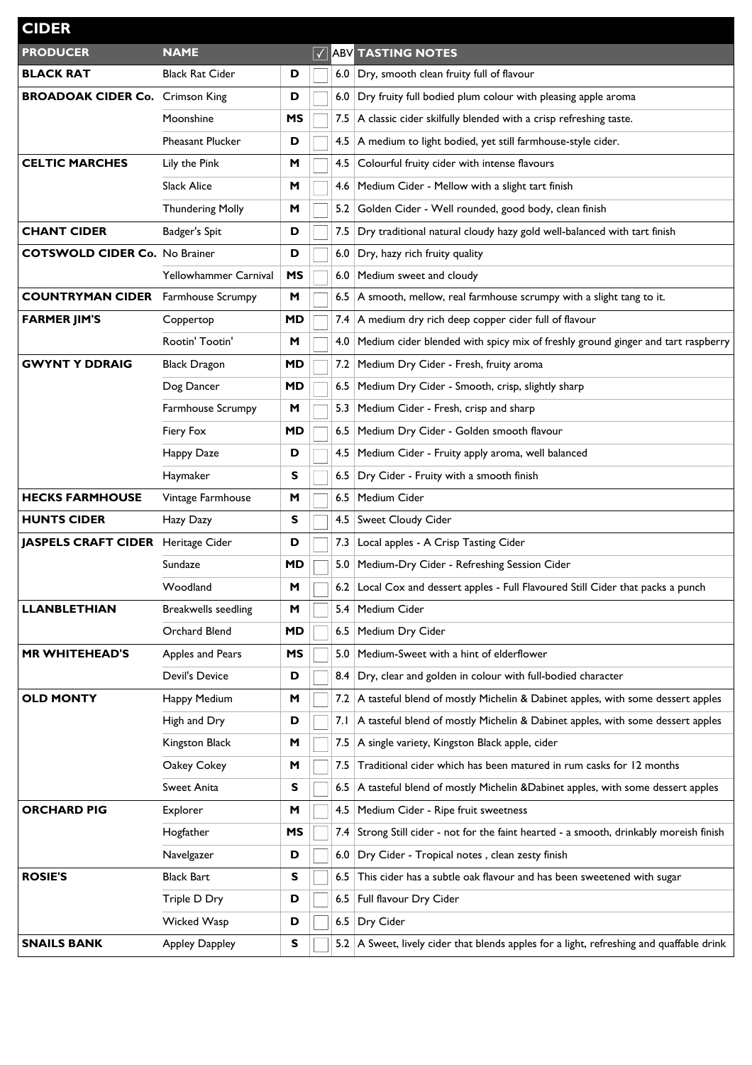# CIDER

| PRODUCER | NAME | | ✓ | ABV | TASTING NOTES |
|---|---|---|---|---|---|
| **BLACK RAT** | Black Rat Cider | **D** | | 6.0 | Dry, smooth clean fruity full of flavour |
| **BROADOAK CIDER Co.** | Crimson King | **D** | | 6.0 | Dry fruity full bodied plum colour with pleasing apple aroma |
| | Moonshine | **MS** | | 7.5 | A classic cider skilfully blended with a crisp refreshing taste. |
| | Pheasant Plucker | **D** | | 4.5 | A medium to light bodied, yet still farmhouse-style cider. |
| **CELTIC MARCHES** | Lily the Pink | **M** | | 4.5 | Colourful fruity cider with intense flavours |
| | Slack Alice | **M** | | 4.6 | Medium Cider - Mellow with a slight tart finish |
| | Thundering Molly | **M** | | 5.2 | Golden Cider - Well rounded, good body, clean finish |
| **CHANT CIDER** | Badger's Spit | **D** | | 7.5 | Dry traditional natural cloudy hazy gold well-balanced with tart finish |
| **COTSWOLD CIDER Co.** | No Brainer | **D** | | 6.0 | Dry, hazy rich fruity quality |
| | Yellowhammer Carnival | **MS** | | 6.0 | Medium sweet and cloudy |
| **COUNTRYMAN CIDER** | Farmhouse Scrumpy | **M** | | 6.5 | A smooth, mellow, real farmhouse scrumpy with a slight tang to it. |
| **FARMER JIM'S** | Coppertop | **MD** | | 7.4 | A medium dry rich deep copper cider full of flavour |
| | Rootin' Tootin' | **M** | | 4.0 | Medium cider blended with spicy mix of freshly ground ginger and tart raspberry |
| **GWYNT Y DDRAIG** | Black Dragon | **MD** | | 7.2 | Medium Dry Cider - Fresh, fruity aroma |
| | Dog Dancer | **MD** | | 6.5 | Medium Dry Cider - Smooth, crisp, slightly sharp |
| | Farmhouse Scrumpy | **M** | | 5.3 | Medium Cider - Fresh, crisp and sharp |
| | Fiery Fox | **MD** | | 6.5 | Medium Dry Cider - Golden smooth flavour |
| | Happy Daze | **D** | | 4.5 | Medium Cider - Fruity apply aroma, well balanced |
| | Haymaker | **S** | | 6.5 | Dry Cider - Fruity with a smooth finish |
| **HECKS FARMHOUSE** | Vintage Farmhouse | **M** | | 6.5 | Medium Cider |
| **HUNTS CIDER** | Hazy Dazy | **S** | | 4.5 | Sweet Cloudy Cider |
| **JASPELS CRAFT CIDER** | Heritage Cider | **D** | | 7.3 | Local apples - A Crisp Tasting Cider |
| | Sundaze | **MD** | | 5.0 | Medium-Dry Cider - Refreshing Session Cider |
| | Woodland | **M** | | 6.2 | Local Cox and dessert apples - Full Flavoured Still Cider that packs a punch |
| **LLANBLETHIAN** | Breakwells seedling | **M** | | 5.4 | Medium Cider |
| | Orchard Blend | **MD** | | 6.5 | Medium Dry Cider |
| **MR WHITEHEAD'S** | Apples and Pears | **MS** | | 5.0 | Medium-Sweet with a hint of elderflower |
| | Devil's Device | **D** | | 8.4 | Dry, clear and golden in colour with full-bodied character |
| **OLD MONTY** | Happy Medium | **M** | | 7.2 | A tasteful blend of mostly Michelin & Dabinet apples, with some dessert apples |
| | High and Dry | **D** | | 7.1 | A tasteful blend of mostly Michelin & Dabinet apples, with some dessert apples |
| | Kingston Black | **M** | | 7.5 | A single variety, Kingston Black apple, cider |
| | Oakey Cokey | **M** | | 7.5 | Traditional cider which has been matured in rum casks for 12 months |
| | Sweet Anita | **S** | | 6.5 | A tasteful blend of mostly Michelin &Dabinet apples, with some dessert apples |
| **ORCHARD PIG** | Explorer | **M** | | 4.5 | Medium Cider - Ripe fruit sweetness |
| | Hogfather | **MS** | | 7.4 | Strong Still cider - not for the faint hearted - a smooth, drinkably moreish finish |
| | Navelgazer | **D** | | 6.0 | Dry Cider - Tropical notes , clean zesty finish |
| **ROSIE'S** | Black Bart | **S** | | 6.5 | This cider has a subtle oak flavour and has been sweetened with sugar |
| | Triple D Dry | **D** | | 6.5 | Full flavour Dry Cider |
| | Wicked Wasp | **D** | | 6.5 | Dry Cider |
| **SNAILS BANK** | Appley Dappley | **S** | | 5.2 | A Sweet, lively cider that blends apples for a light, refreshing and quaffable drink |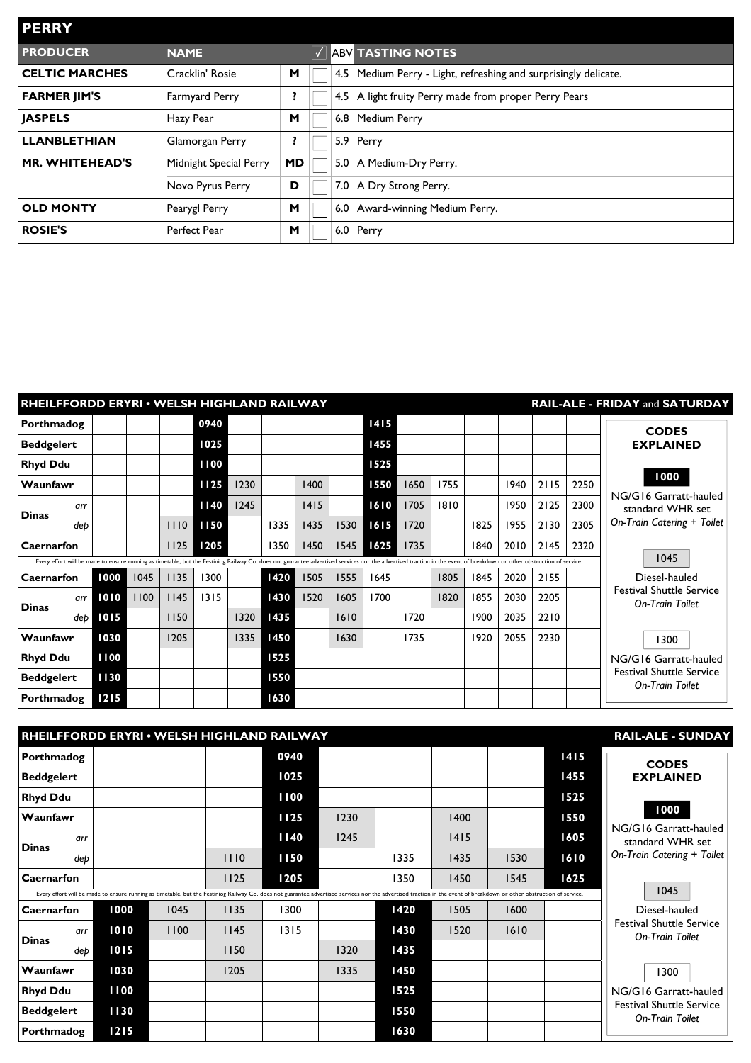## PERRY

| PRODUCER | NAME | | ✓ | ABV | TASTING NOTES |
|---|---|---|---|---|---|
| **CELTIC MARCHES** | Cracklin' Rosie | **M** | | 4.5 | Medium Perry - Light, refreshing and surprisingly delicate. |
| **FARMER JIM'S** | Farmyard Perry | **?** | | 4.5 | A light fruity Perry made from proper Perry Pears |
| **JASPELS** | Hazy Pear | **M** | | 6.8 | Medium Perry |
| **LLANBLETHIAN** | Glamorgan Perry | **?** | | 5.9 | Perry |
| **MR. WHITEHEAD'S** | Midnight Special Perry | **MD** | | 5.0 | A Medium-Dry Perry. |
| | Novo Pyrus Perry | **D** | | 7.0 | A Dry Strong Perry. |
| **OLD MONTY** | Pearygl Perry | **M** | | 6.0 | Award-winning Medium Perry. |
| **ROSIE'S** | Perfect Pear | **M** | | 6.0 | Perry |

## RHEILFFORDD ERYRI • WELSH HIGHLAND RAILWAY — RAIL-ALE - FRIDAY and SATURDAY

| | | | | | | | | | | | | | | | |
|---|---|---|---|---|---|---|---|---|---|---|---|---|---|---|---|
| **Porthmadog** | | | | **0940** | | | | | **1415** | | | | | | |
| **Beddgelert** | | | | **1025** | | | | | **1455** | | | | | | |
| **Rhyd Ddu** | | | | **1100** | | | | | **1525** | | | | | | |
| **Waunfawr** | | | | **1125** | 1230 | | 1400 | | **1550** | 1650 | 1755 | | 1940 | 2115 | 2250 |
| **Dinas** *arr* | | | | **1140** | 1245 | | 1415 | | **1610** | 1705 | 1810 | | 1950 | 2125 | 2300 |
| **Dinas** *dep* | | | 1110 | **1150** | | 1335 | 1435 | 1530 | **1615** | 1720 | | 1825 | 1955 | 2130 | 2305 |
| **Caernarfon** | | | 1125 | **1205** | | 1350 | 1450 | 1545 | **1625** | 1735 | | 1840 | 2010 | 2145 | 2320 |

Every effort will be made to ensure running as timetable, but the Festiniog Railway Co. does not guarantee advertised services nor the advertised traction in the event of breakdown or other obstruction of service.

| | | | | | | | | | | | | | | | |
|---|---|---|---|---|---|---|---|---|---|---|---|---|---|---|---|
| **Caernarfon** | **1000** | 1045 | 1135 | 1300 | | **1420** | 1505 | 1555 | 1645 | | 1805 | 1845 | 2020 | 2155 | |
| **Dinas** *arr* | **1010** | 1100 | 1145 | 1315 | | **1430** | 1520 | 1605 | 1700 | | 1820 | 1855 | 2030 | 2205 | |
| **Dinas** *dep* | **1015** | | 1150 | | 1320 | **1435** | | 1610 | | 1720 | | 1900 | 2035 | 2210 | |
| **Waunfawr** | **1030** | | 1205 | | 1335 | **1450** | | 1630 | | 1735 | | 1920 | 2055 | 2230 | |
| **Rhyd Ddu** | **1100** | | | | | **1525** | | | | | | | | | |
| **Beddgelert** | **1130** | | | | | **1550** | | | | | | | | | |
| **Porthmadog** | **1215** | | | | | **1630** | | | | | | | | | |

**CODES EXPLAINED**

**1000** — NG/G16 Garratt-hauled standard WHR set *On-Train Catering + Toilet*

1045 — Diesel-hauled Festival Shuttle Service *On-Train Toilet*

1300 — NG/G16 Garratt-hauled Festival Shuttle Service *On-Train Toilet*

## RHEILFFORDD ERYRI • WELSH HIGHLAND RAILWAY — RAIL-ALE - SUNDAY

| | | | | | | | | | |
|---|---|---|---|---|---|---|---|---|---|
| **Porthmadog** | | | | **0940** | | | | | **1415** |
| **Beddgelert** | | | | **1025** | | | | | **1455** |
| **Rhyd Ddu** | | | | **1100** | | | | | **1525** |
| **Waunfawr** | | | | **1125** | 1230 | | 1400 | | **1550** |
| **Dinas** *arr* | | | | **1140** | 1245 | | 1415 | | **1605** |
| **Dinas** *dep* | | | 1110 | **1150** | | 1335 | 1435 | 1530 | **1610** |
| **Caernarfon** | | | 1125 | **1205** | | 1350 | 1450 | 1545 | **1625** |

Every effort will be made to ensure running as timetable, but the Festiniog Railway Co. does not guarantee advertised services nor the advertised traction in the event of breakdown or other obstruction of service.

| | | | | | | | | | |
|---|---|---|---|---|---|---|---|---|---|
| **Caernarfon** | **1000** | 1045 | 1135 | 1300 | | **1420** | 1505 | 1600 | |
| **Dinas** *arr* | **1010** | 1100 | 1145 | 1315 | | **1430** | 1520 | 1610 | |
| **Dinas** *dep* | **1015** | | 1150 | | 1320 | **1435** | | | |
| **Waunfawr** | **1030** | | 1205 | | 1335 | **1450** | | | |
| **Rhyd Ddu** | **1100** | | | | | **1525** | | | |
| **Beddgelert** | **1130** | | | | | **1550** | | | |
| **Porthmadog** | **1215** | | | | | **1630** | | | |

**CODES EXPLAINED**

**1000** — NG/G16 Garratt-hauled standard WHR set *On-Train Catering + Toilet*

1045 — Diesel-hauled Festival Shuttle Service *On-Train Toilet*

1300 — NG/G16 Garratt-hauled Festival Shuttle Service *On-Train Toilet*